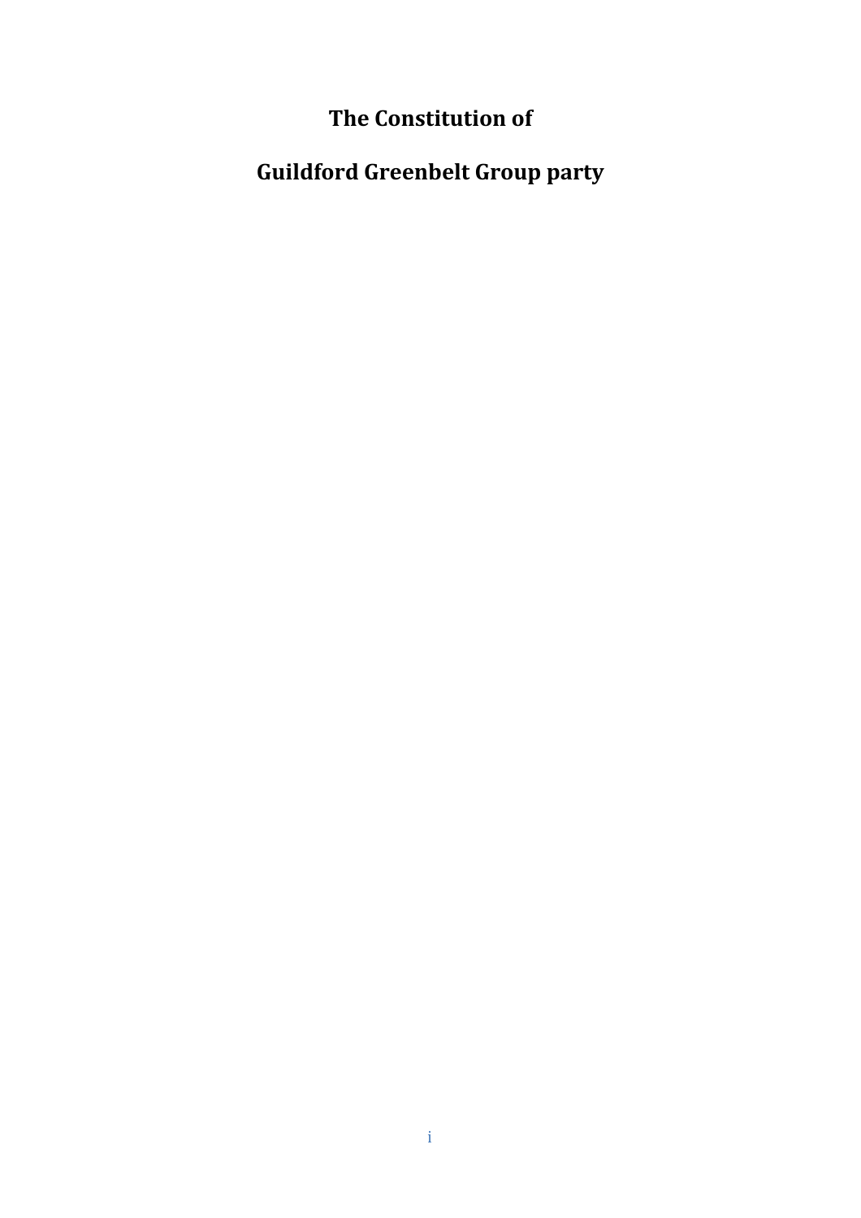# The Constitution of

# Guildford Greenbelt Group party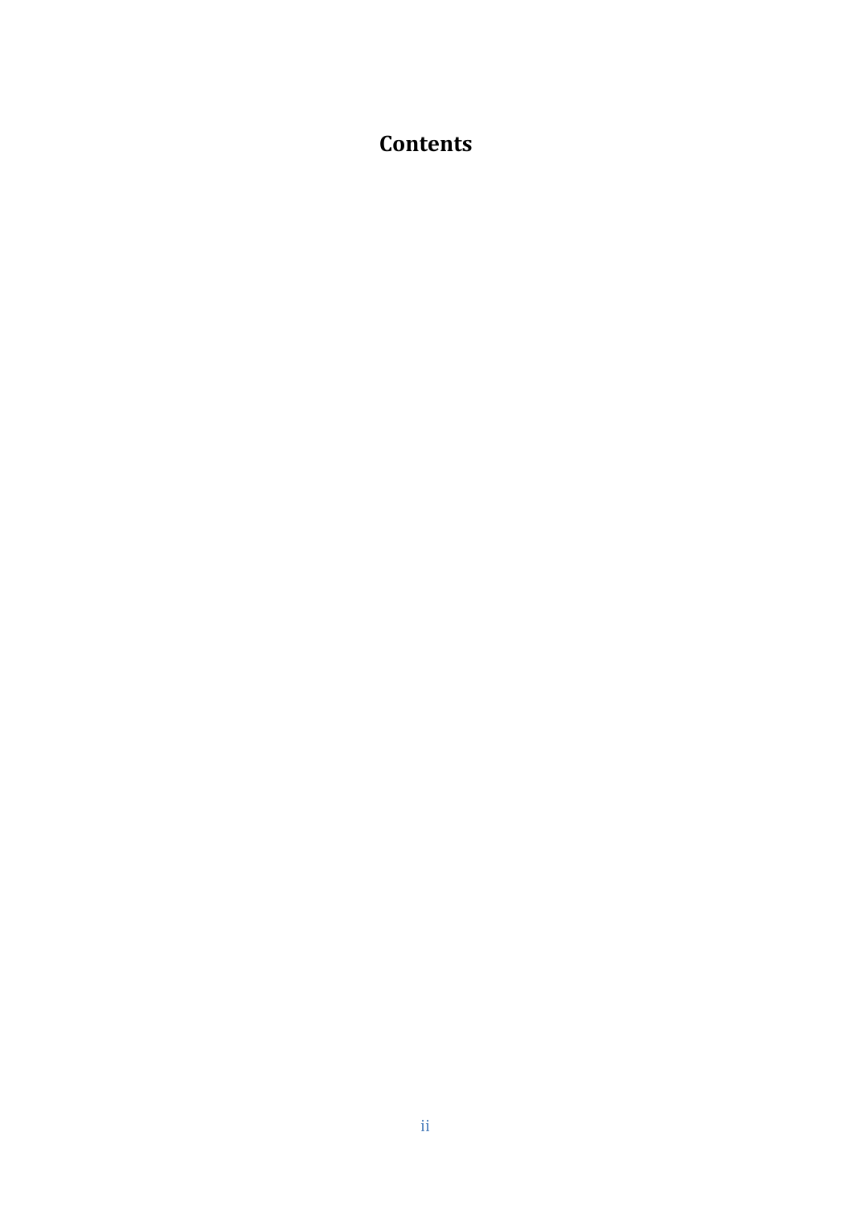# Contents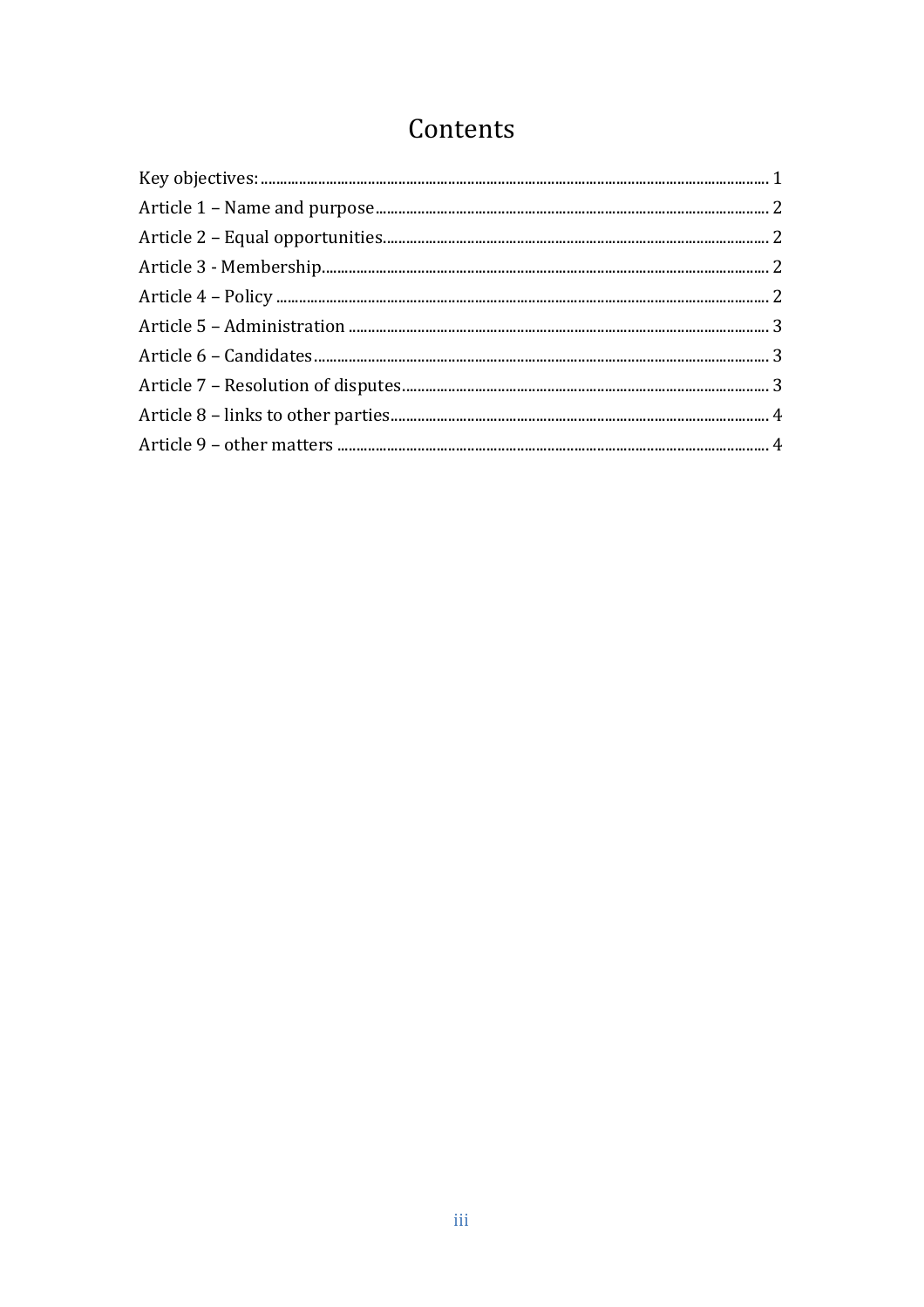# Contents

Key objectives: ..... 1
Article 1 – Name and purpose ..... 2
Article 2 – Equal opportunities ..... 2
Article 3 - Membership ..... 2
Article 4 – Policy ..... 2
Article 5 – Administration ..... 3
Article 6 – Candidates ..... 3
Article 7 – Resolution of disputes ..... 3
Article 8 – links to other parties ..... 4
Article 9 – other matters ..... 4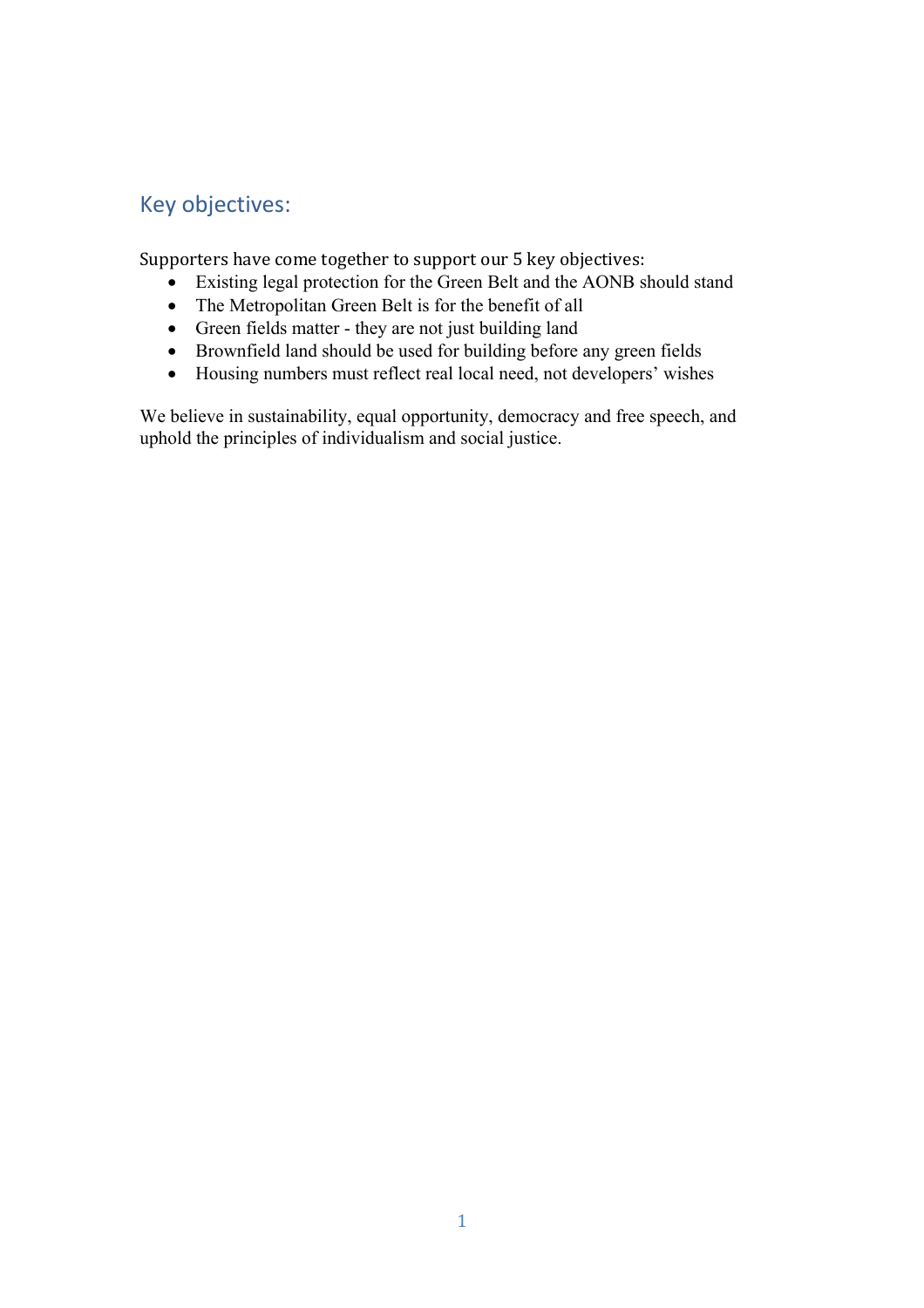## Key objectives:

Supporters have come together to support our 5 key objectives:

- Existing legal protection for the Green Belt and the AONB should stand
- The Metropolitan Green Belt is for the benefit of all
- Green fields matter - they are not just building land
- Brownfield land should be used for building before any green fields
- Housing numbers must reflect real local need, not developers' wishes

We believe in sustainability, equal opportunity, democracy and free speech, and uphold the principles of individualism and social justice.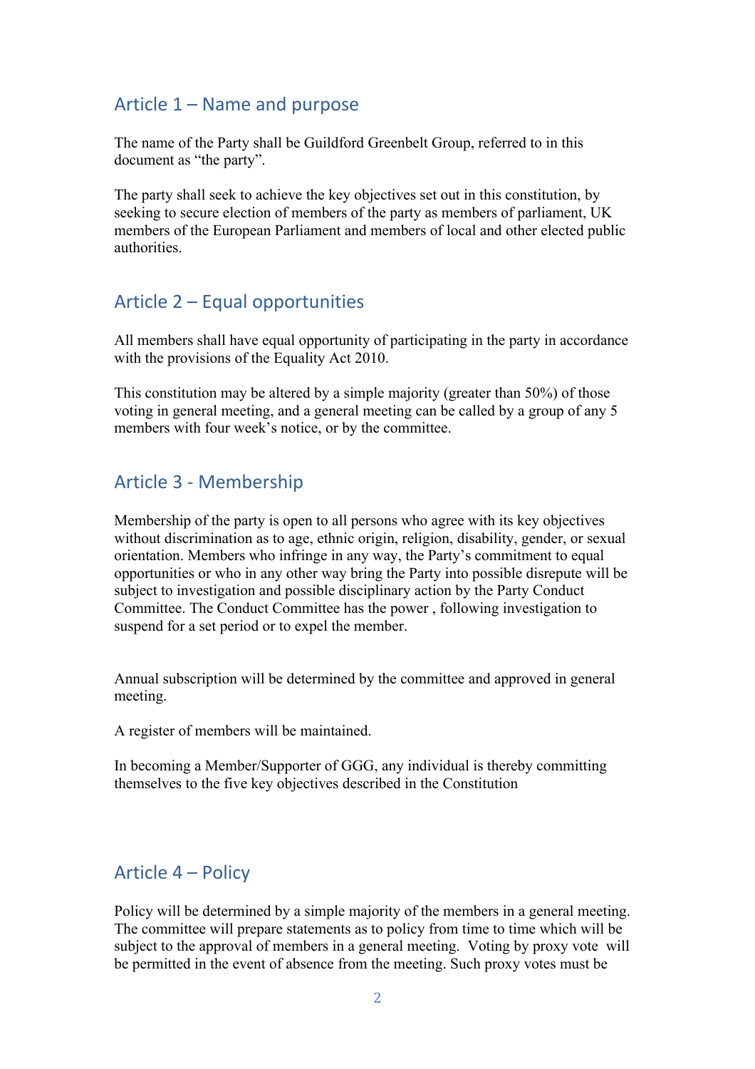## Article 1 – Name and purpose

The name of the Party shall be Guildford Greenbelt Group, referred to in this document as "the party".

The party shall seek to achieve the key objectives set out in this constitution, by seeking to secure election of members of the party as members of parliament, UK members of the European Parliament and members of local and other elected public authorities.

## Article 2 – Equal opportunities

All members shall have equal opportunity of participating in the party in accordance with the provisions of the Equality Act 2010.

This constitution may be altered by a simple majority (greater than 50%) of those voting in general meeting, and a general meeting can be called by a group of any 5 members with four week's notice, or by the committee.

## Article 3 - Membership

Membership of the party is open to all persons who agree with its key objectives without discrimination as to age, ethnic origin, religion, disability, gender, or sexual orientation. Members who infringe in any way, the Party's commitment to equal opportunities or who in any other way bring the Party into possible disrepute will be subject to investigation and possible disciplinary action by the Party Conduct Committee. The Conduct Committee has the power , following investigation to suspend for a set period or to expel the member.

Annual subscription will be determined by the committee and approved in general meeting.

A register of members will be maintained.

In becoming a Member/Supporter of GGG, any individual is thereby committing themselves to the five key objectives described in the Constitution

## Article 4 – Policy

Policy will be determined by a simple majority of the members in a general meeting. The committee will prepare statements as to policy from time to time which will be subject to the approval of members in a general meeting. Voting by proxy vote will be permitted in the event of absence from the meeting. Such proxy votes must be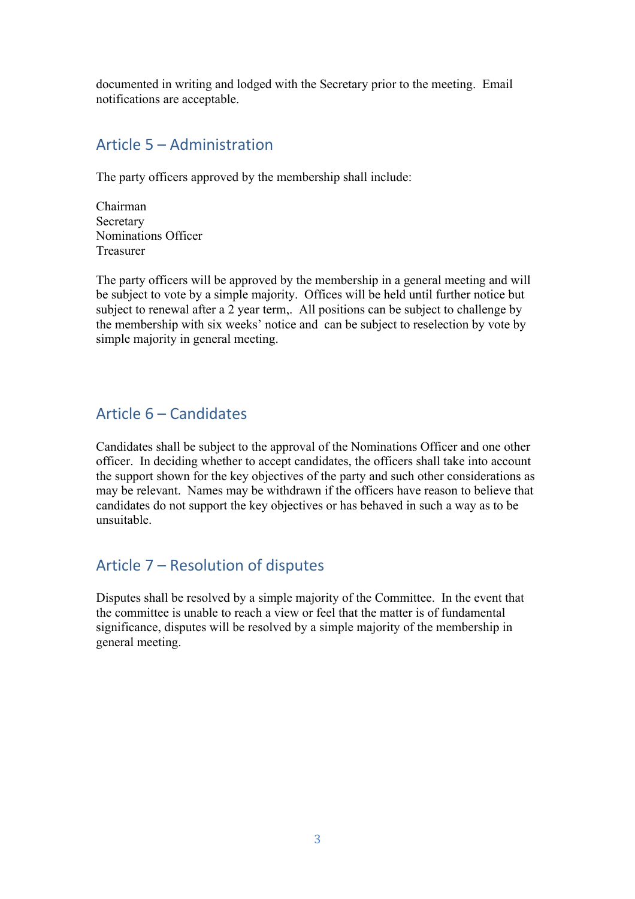documented in writing and lodged with the Secretary prior to the meeting. Email notifications are acceptable.

## Article 5 – Administration

The party officers approved by the membership shall include:

Chairman
Secretary
Nominations Officer
Treasurer

The party officers will be approved by the membership in a general meeting and will be subject to vote by a simple majority. Offices will be held until further notice but subject to renewal after a 2 year term,. All positions can be subject to challenge by the membership with six weeks' notice and can be subject to reselection by vote by simple majority in general meeting.

## Article 6 – Candidates

Candidates shall be subject to the approval of the Nominations Officer and one other officer. In deciding whether to accept candidates, the officers shall take into account the support shown for the key objectives of the party and such other considerations as may be relevant. Names may be withdrawn if the officers have reason to believe that candidates do not support the key objectives or has behaved in such a way as to be unsuitable.

## Article 7 – Resolution of disputes

Disputes shall be resolved by a simple majority of the Committee. In the event that the committee is unable to reach a view or feel that the matter is of fundamental significance, disputes will be resolved by a simple majority of the membership in general meeting.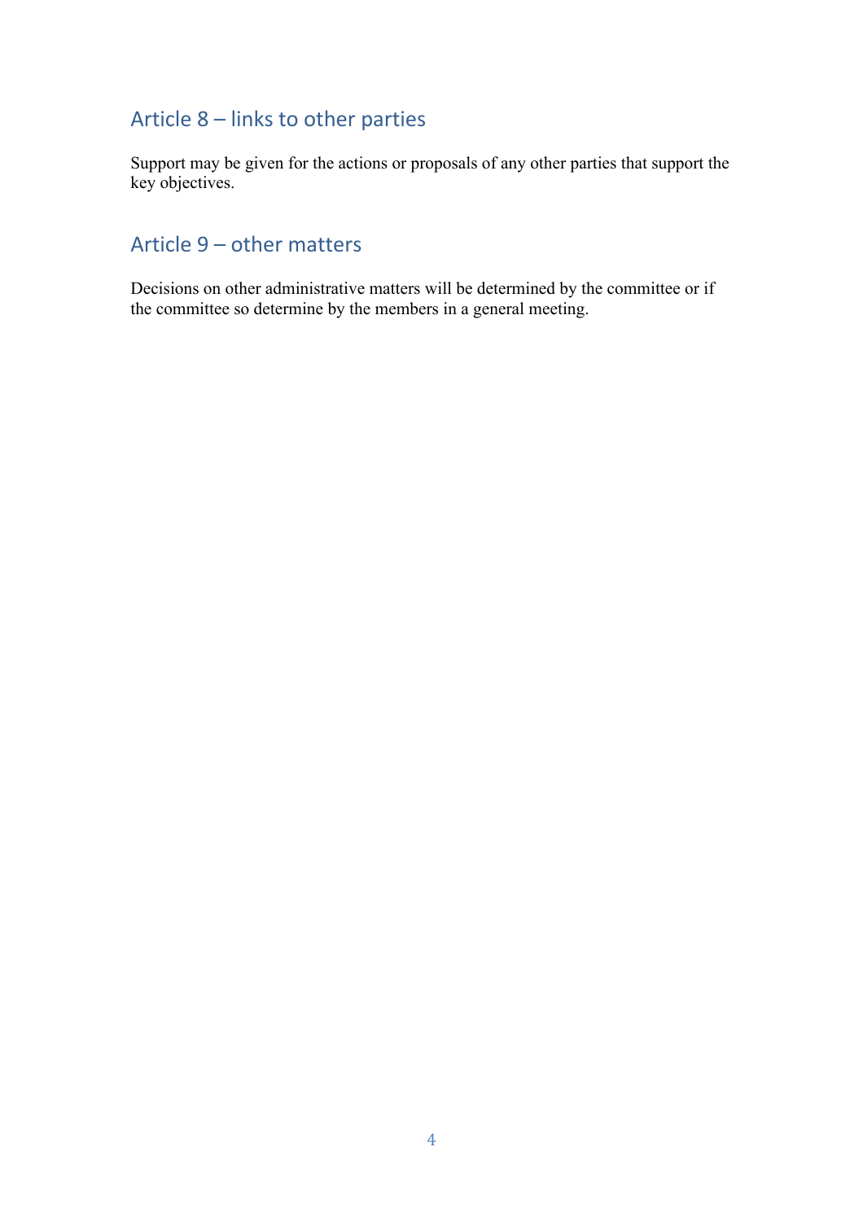## Article 8 – links to other parties

Support may be given for the actions or proposals of any other parties that support the key objectives.

## Article 9 – other matters

Decisions on other administrative matters will be determined by the committee or if the committee so determine by the members in a general meeting.